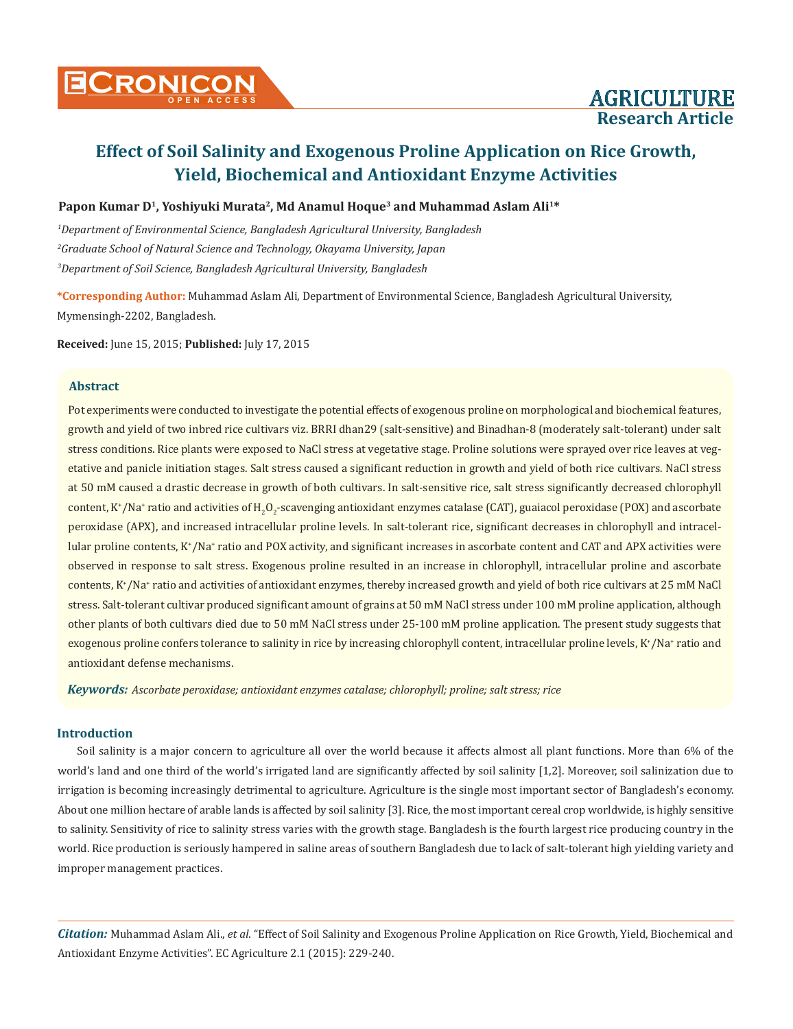# Effect of Soil Salinity and Exogenous Proline Application on Rice Growth, Yield, Biochemical and Antioxidant Enzyme Activities

**Papon Kumar D[1], Yoshiyuki Murata[2], Md Anamul Hoque[3] and Muhammad Aslam Ali[1]***

*[1]Department of Environmental Science, Bangladesh Agricultural University, Bangladesh*

*[2]Graduate School of Natural Science and Technology, Okayama University, Japan*

*[3]Department of Soil Science, Bangladesh Agricultural University, Bangladesh*

**\*Corresponding Author:** Muhammad Aslam Ali, Department of Environmental Science, Bangladesh Agricultural University, Mymensingh-2202, Bangladesh.

**Received:** June 15, 2015; **Published:** July 17, 2015

## Abstract

Pot experiments were conducted to investigate the potential effects of exogenous proline on morphological and biochemical features, growth and yield of two inbred rice cultivars viz. BRRI dhan29 (salt-sensitive) and Binadhan-8 (moderately salt-tolerant) under salt stress conditions. Rice plants were exposed to NaCl stress at vegetative stage. Proline solutions were sprayed over rice leaves at vegetative and panicle initiation stages. Salt stress caused a significant reduction in growth and yield of both rice cultivars. NaCl stress at 50 mM caused a drastic decrease in growth of both cultivars. In salt-sensitive rice, salt stress significantly decreased chlorophyll content, $K^+/Na^+$ ratio and activities of $H_2O_2$-scavenging antioxidant enzymes catalase (CAT), guaiacol peroxidase (POX) and ascorbate peroxidase (APX), and increased intracellular proline levels. In salt-tolerant rice, significant decreases in chlorophyll and intracellular proline contents, $K^+/Na^+$ ratio and POX activity, and significant increases in ascorbate content and CAT and APX activities were observed in response to salt stress. Exogenous proline resulted in an increase in chlorophyll, intracellular proline and ascorbate contents, $K^+/Na^+$ ratio and activities of antioxidant enzymes, thereby increased growth and yield of both rice cultivars at 25 mM NaCl stress. Salt-tolerant cultivar produced significant amount of grains at 50 mM NaCl stress under 100 mM proline application, although other plants of both cultivars died due to 50 mM NaCl stress under 25-100 mM proline application. The present study suggests that exogenous proline confers tolerance to salinity in rice by increasing chlorophyll content, intracellular proline levels, $K^+/Na^+$ ratio and antioxidant defense mechanisms.

***Keywords:*** *Ascorbate peroxidase; antioxidant enzymes catalase; chlorophyll; proline; salt stress; rice*

## Introduction

Soil salinity is a major concern to agriculture all over the world because it affects almost all plant functions. More than 6% of the world's land and one third of the world's irrigated land are significantly affected by soil salinity [1,2]. Moreover, soil salinization due to irrigation is becoming increasingly detrimental to agriculture. Agriculture is the single most important sector of Bangladesh's economy. About one million hectare of arable lands is affected by soil salinity [3]. Rice, the most important cereal crop worldwide, is highly sensitive to salinity. Sensitivity of rice to salinity stress varies with the growth stage. Bangladesh is the fourth largest rice producing country in the world. Rice production is seriously hampered in saline areas of southern Bangladesh due to lack of salt-tolerant high yielding variety and improper management practices.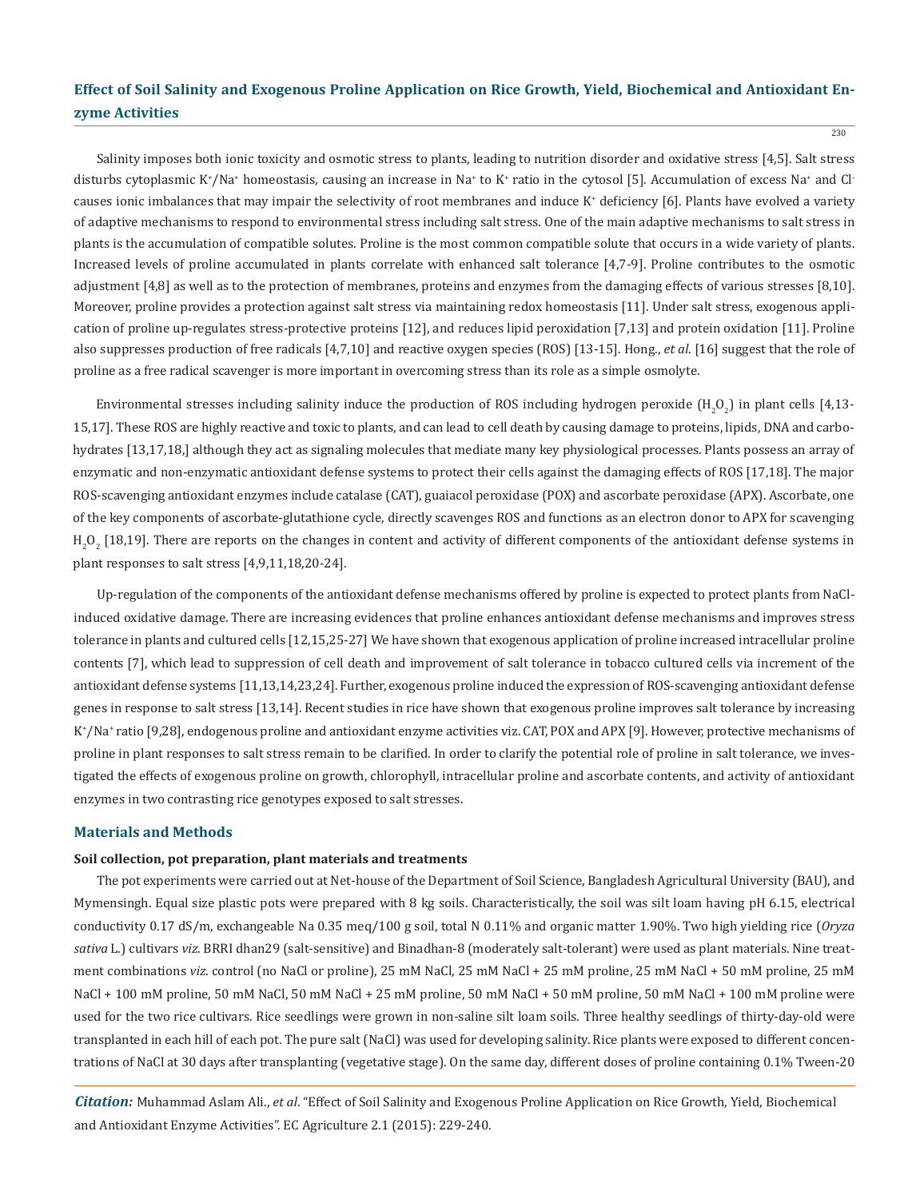Salinity imposes both ionic toxicity and osmotic stress to plants, leading to nutrition disorder and oxidative stress [4,5]. Salt stress disturbs cytoplasmic $K^+/Na^+$ homeostasis, causing an increase in $Na^+$ to $K^+$ ratio in the cytosol [5]. Accumulation of excess $Na^+$ and $Cl^-$ causes ionic imbalances that may impair the selectivity of root membranes and induce $K^+$ deficiency [6]. Plants have evolved a variety of adaptive mechanisms to respond to environmental stress including salt stress. One of the main adaptive mechanisms to salt stress in plants is the accumulation of compatible solutes. Proline is the most common compatible solute that occurs in a wide variety of plants. Increased levels of proline accumulated in plants correlate with enhanced salt tolerance [4,7-9]. Proline contributes to the osmotic adjustment [4,8] as well as to the protection of membranes, proteins and enzymes from the damaging effects of various stresses [8,10]. Moreover, proline provides a protection against salt stress via maintaining redox homeostasis [11]. Under salt stress, exogenous application of proline up-regulates stress-protective proteins [12], and reduces lipid peroxidation [7,13] and protein oxidation [11]. Proline also suppresses production of free radicals [4,7,10] and reactive oxygen species (ROS) [13-15]. Hong., *et al*. [16] suggest that the role of proline as a free radical scavenger is more important in overcoming stress than its role as a simple osmolyte.

Environmental stresses including salinity induce the production of ROS including hydrogen peroxide ($H_2O_2$) in plant cells [4,13-15,17]. These ROS are highly reactive and toxic to plants, and can lead to cell death by causing damage to proteins, lipids, DNA and carbohydrates [13,17,18,] although they act as signaling molecules that mediate many key physiological processes. Plants possess an array of enzymatic and non-enzymatic antioxidant defense systems to protect their cells against the damaging effects of ROS [17,18]. The major ROS-scavenging antioxidant enzymes include catalase (CAT), guaiacol peroxidase (POX) and ascorbate peroxidase (APX). Ascorbate, one of the key components of ascorbate-glutathione cycle, directly scavenges ROS and functions as an electron donor to APX for scavenging $H_2O_2$ [18,19]. There are reports on the changes in content and activity of different components of the antioxidant defense systems in plant responses to salt stress [4,9,11,18,20-24].

Up-regulation of the components of the antioxidant defense mechanisms offered by proline is expected to protect plants from NaCl-induced oxidative damage. There are increasing evidences that proline enhances antioxidant defense mechanisms and improves stress tolerance in plants and cultured cells [12,15,25-27] We have shown that exogenous application of proline increased intracellular proline contents [7], which lead to suppression of cell death and improvement of salt tolerance in tobacco cultured cells via increment of the antioxidant defense systems [11,13,14,23,24]. Further, exogenous proline induced the expression of ROS-scavenging antioxidant defense genes in response to salt stress [13,14]. Recent studies in rice have shown that exogenous proline improves salt tolerance by increasing $K^+/Na^+$ ratio [9,28], endogenous proline and antioxidant enzyme activities viz. CAT, POX and APX [9]. However, protective mechanisms of proline in plant responses to salt stress remain to be clarified. In order to clarify the potential role of proline in salt tolerance, we investigated the effects of exogenous proline on growth, chlorophyll, intracellular proline and ascorbate contents, and activity of antioxidant enzymes in two contrasting rice genotypes exposed to salt stresses.

## Materials and Methods

### Soil collection, pot preparation, plant materials and treatments

The pot experiments were carried out at Net-house of the Department of Soil Science, Bangladesh Agricultural University (BAU), and Mymensingh. Equal size plastic pots were prepared with 8 kg soils. Characteristically, the soil was silt loam having pH 6.15, electrical conductivity 0.17 dS/m, exchangeable Na 0.35 meq/100 g soil, total N 0.11% and organic matter 1.90%. Two high yielding rice (*Oryza sativa* L.) cultivars *viz*. BRRI dhan29 (salt-sensitive) and Binadhan-8 (moderately salt-tolerant) were used as plant materials. Nine treatment combinations *viz*. control (no NaCl or proline), 25 mM NaCl, 25 mM NaCl + 25 mM proline, 25 mM NaCl + 50 mM proline, 25 mM NaCl + 100 mM proline, 50 mM NaCl, 50 mM NaCl + 25 mM proline, 50 mM NaCl + 50 mM proline, 50 mM NaCl + 100 mM proline were used for the two rice cultivars. Rice seedlings were grown in non-saline silt loam soils. Three healthy seedlings of thirty-day-old were transplanted in each hill of each pot. The pure salt (NaCl) was used for developing salinity. Rice plants were exposed to different concentrations of NaCl at 30 days after transplanting (vegetative stage). On the same day, different doses of proline containing 0.1% Tween-20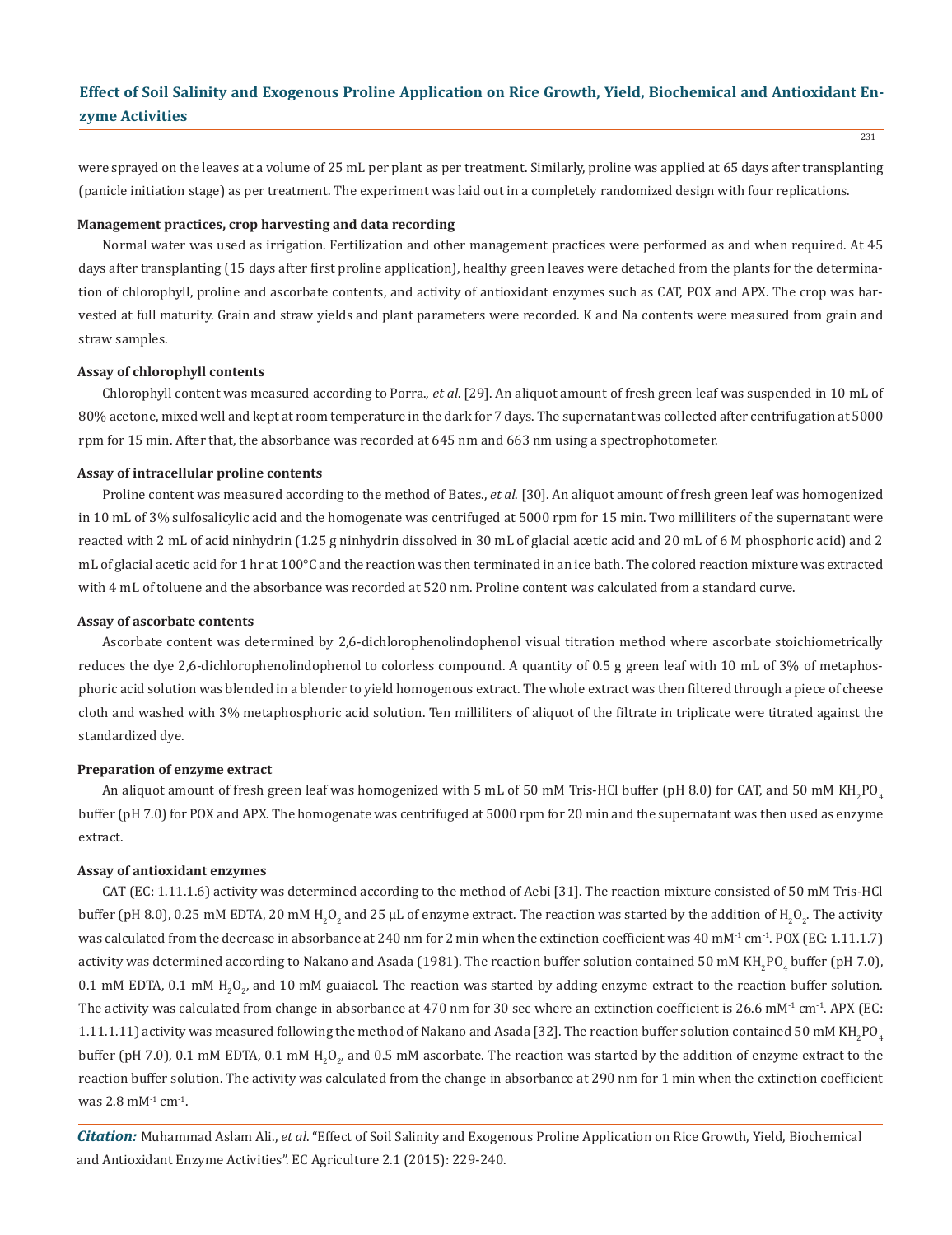were sprayed on the leaves at a volume of 25 mL per plant as per treatment. Similarly, proline was applied at 65 days after transplanting (panicle initiation stage) as per treatment. The experiment was laid out in a completely randomized design with four replications.

**Management practices, crop harvesting and data recording**

Normal water was used as irrigation. Fertilization and other management practices were performed as and when required. At 45 days after transplanting (15 days after first proline application), healthy green leaves were detached from the plants for the determination of chlorophyll, proline and ascorbate contents, and activity of antioxidant enzymes such as CAT, POX and APX. The crop was harvested at full maturity. Grain and straw yields and plant parameters were recorded. K and Na contents were measured from grain and straw samples.

**Assay of chlorophyll contents**

Chlorophyll content was measured according to Porra., *et al*. [29]. An aliquot amount of fresh green leaf was suspended in 10 mL of 80% acetone, mixed well and kept at room temperature in the dark for 7 days. The supernatant was collected after centrifugation at 5000 rpm for 15 min. After that, the absorbance was recorded at 645 nm and 663 nm using a spectrophotometer.

**Assay of intracellular proline contents**

Proline content was measured according to the method of Bates., *et al.* [30]. An aliquot amount of fresh green leaf was homogenized in 10 mL of 3% sulfosalicylic acid and the homogenate was centrifuged at 5000 rpm for 15 min. Two milliliters of the supernatant were reacted with 2 mL of acid ninhydrin (1.25 g ninhydrin dissolved in 30 mL of glacial acetic acid and 20 mL of 6 M phosphoric acid) and 2 mL of glacial acetic acid for 1 hr at 100°C and the reaction was then terminated in an ice bath. The colored reaction mixture was extracted with 4 mL of toluene and the absorbance was recorded at 520 nm. Proline content was calculated from a standard curve.

**Assay of ascorbate contents**

Ascorbate content was determined by 2,6-dichlorophenolindophenol visual titration method where ascorbate stoichiometrically reduces the dye 2,6-dichlorophenolindophenol to colorless compound. A quantity of 0.5 g green leaf with 10 mL of 3% of metaphosphoric acid solution was blended in a blender to yield homogenous extract. The whole extract was then filtered through a piece of cheese cloth and washed with 3% metaphosphoric acid solution. Ten milliliters of aliquot of the filtrate in triplicate were titrated against the standardized dye.

**Preparation of enzyme extract**

An aliquot amount of fresh green leaf was homogenized with 5 mL of 50 mM Tris-HCl buffer (pH 8.0) for CAT, and 50 mM $KH_2PO_4$ buffer (pH 7.0) for POX and APX. The homogenate was centrifuged at 5000 rpm for 20 min and the supernatant was then used as enzyme extract.

**Assay of antioxidant enzymes**

CAT (EC: 1.11.1.6) activity was determined according to the method of Aebi [31]. The reaction mixture consisted of 50 mM Tris-HCl buffer (pH 8.0), 0.25 mM EDTA, 20 mM $H_2O_2$ and 25 µL of enzyme extract. The reaction was started by the addition of $H_2O_2$. The activity was calculated from the decrease in absorbance at 240 nm for 2 min when the extinction coefficient was 40 $mM^{-1}$ $cm^{-1}$. POX (EC: 1.11.1.7) activity was determined according to Nakano and Asada (1981). The reaction buffer solution contained 50 mM $KH_2PO_4$ buffer (pH 7.0), 0.1 mM EDTA, 0.1 mM $H_2O_2$, and 10 mM guaiacol. The reaction was started by adding enzyme extract to the reaction buffer solution. The activity was calculated from change in absorbance at 470 nm for 30 sec where an extinction coefficient is 26.6 $mM^{-1}$ $cm^{-1}$. APX (EC: 1.11.1.11) activity was measured following the method of Nakano and Asada [32]. The reaction buffer solution contained 50 mM $KH_2PO_4$ buffer (pH 7.0), 0.1 mM EDTA, 0.1 mM $H_2O_2$, and 0.5 mM ascorbate. The reaction was started by the addition of enzyme extract to the reaction buffer solution. The activity was calculated from the change in absorbance at 290 nm for 1 min when the extinction coefficient was 2.8 $mM^{-1}$ $cm^{-1}$.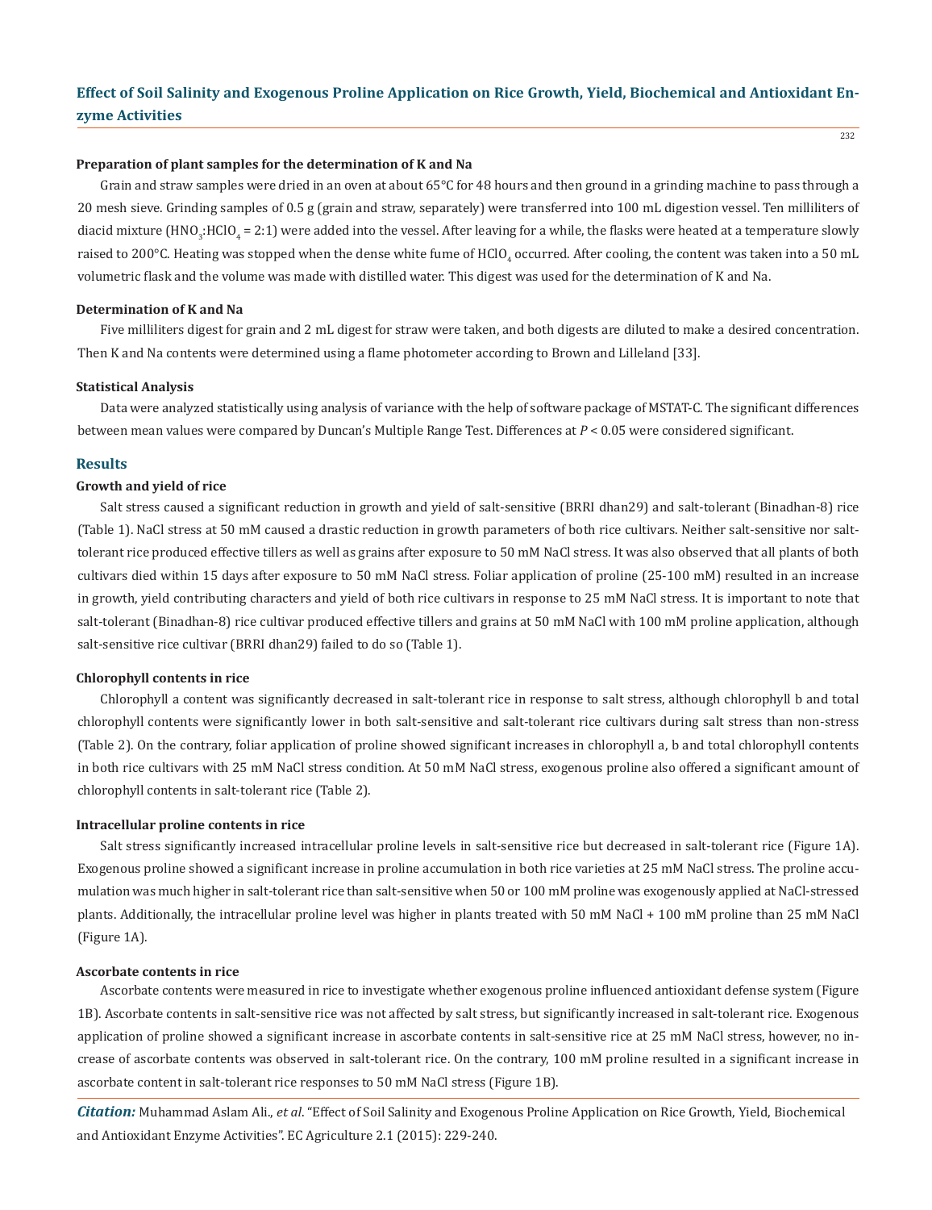### Preparation of plant samples for the determination of K and Na

Grain and straw samples were dried in an oven at about 65°C for 48 hours and then ground in a grinding machine to pass through a 20 mesh sieve. Grinding samples of 0.5 g (grain and straw, separately) were transferred into 100 mL digestion vessel. Ten milliliters of diacid mixture ($HNO_3$:$HClO_4$ = 2:1) were added into the vessel. After leaving for a while, the flasks were heated at a temperature slowly raised to 200°C. Heating was stopped when the dense white fume of $HClO_4$ occurred. After cooling, the content was taken into a 50 mL volumetric flask and the volume was made with distilled water. This digest was used for the determination of K and Na.

### Determination of K and Na

Five milliliters digest for grain and 2 mL digest for straw were taken, and both digests are diluted to make a desired concentration. Then K and Na contents were determined using a flame photometer according to Brown and Lilleland [33].

### Statistical Analysis

Data were analyzed statistically using analysis of variance with the help of software package of MSTAT-C. The significant differences between mean values were compared by Duncan's Multiple Range Test. Differences at $P < 0.05$ were considered significant.

## Results

### Growth and yield of rice

Salt stress caused a significant reduction in growth and yield of salt-sensitive (BRRI dhan29) and salt-tolerant (Binadhan-8) rice (Table 1). NaCl stress at 50 mM caused a drastic reduction in growth parameters of both rice cultivars. Neither salt-sensitive nor salt-tolerant rice produced effective tillers as well as grains after exposure to 50 mM NaCl stress. It was also observed that all plants of both cultivars died within 15 days after exposure to 50 mM NaCl stress. Foliar application of proline (25-100 mM) resulted in an increase in growth, yield contributing characters and yield of both rice cultivars in response to 25 mM NaCl stress. It is important to note that salt-tolerant (Binadhan-8) rice cultivar produced effective tillers and grains at 50 mM NaCl with 100 mM proline application, although salt-sensitive rice cultivar (BRRI dhan29) failed to do so (Table 1).

### Chlorophyll contents in rice

Chlorophyll a content was significantly decreased in salt-tolerant rice in response to salt stress, although chlorophyll b and total chlorophyll contents were significantly lower in both salt-sensitive and salt-tolerant rice cultivars during salt stress than non-stress (Table 2). On the contrary, foliar application of proline showed significant increases in chlorophyll a, b and total chlorophyll contents in both rice cultivars with 25 mM NaCl stress condition. At 50 mM NaCl stress, exogenous proline also offered a significant amount of chlorophyll contents in salt-tolerant rice (Table 2).

### Intracellular proline contents in rice

Salt stress significantly increased intracellular proline levels in salt-sensitive rice but decreased in salt-tolerant rice (Figure 1A). Exogenous proline showed a significant increase in proline accumulation in both rice varieties at 25 mM NaCl stress. The proline accumulation was much higher in salt-tolerant rice than salt-sensitive when 50 or 100 mM proline was exogenously applied at NaCl-stressed plants. Additionally, the intracellular proline level was higher in plants treated with 50 mM NaCl + 100 mM proline than 25 mM NaCl (Figure 1A).

### Ascorbate contents in rice

Ascorbate contents were measured in rice to investigate whether exogenous proline influenced antioxidant defense system (Figure 1B). Ascorbate contents in salt-sensitive rice was not affected by salt stress, but significantly increased in salt-tolerant rice. Exogenous application of proline showed a significant increase in ascorbate contents in salt-sensitive rice at 25 mM NaCl stress, however, no increase of ascorbate contents was observed in salt-tolerant rice. On the contrary, 100 mM proline resulted in a significant increase in ascorbate content in salt-tolerant rice responses to 50 mM NaCl stress (Figure 1B).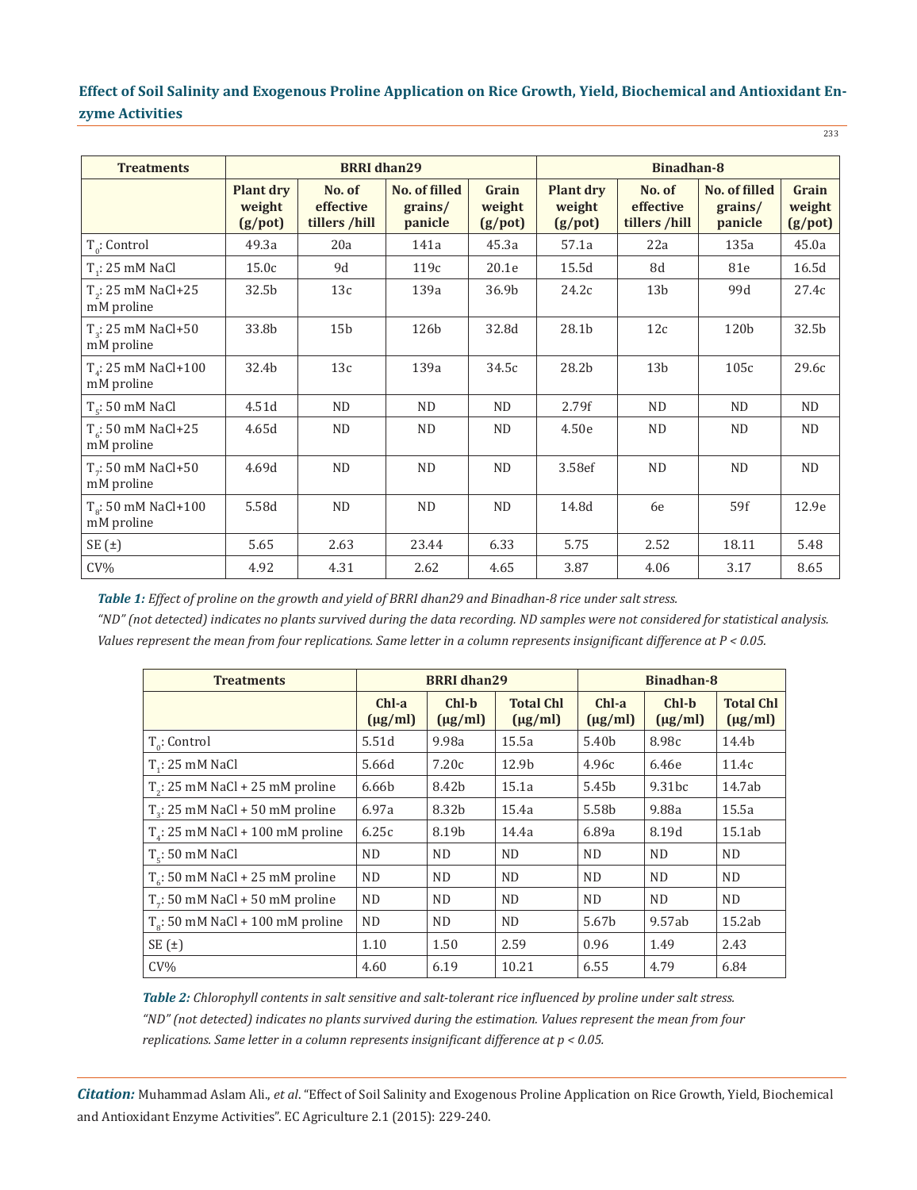| Treatments | BRRI dhan29 | | | | Binadhan-8 | | | |
|---|---|---|---|---|---|---|---|---|
| | Plant dry weight (g/pot) | No. of effective tillers /hill | No. of filled grains/ panicle | Grain weight (g/pot) | Plant dry weight (g/pot) | No. of effective tillers /hill | No. of filled grains/ panicle | Grain weight (g/pot) |
| $T_0$: Control | 49.3a | 20a | 141a | 45.3a | 57.1a | 22a | 135a | 45.0a |
| $T_1$: 25 mM NaCl | 15.0c | 9d | 119c | 20.1e | 15.5d | 8d | 81e | 16.5d |
| $T_2$: 25 mM NaCl+25 mM proline | 32.5b | 13c | 139a | 36.9b | 24.2c | 13b | 99d | 27.4c |
| $T_3$: 25 mM NaCl+50 mM proline | 33.8b | 15b | 126b | 32.8d | 28.1b | 12c | 120b | 32.5b |
| $T_4$: 25 mM NaCl+100 mM proline | 32.4b | 13c | 139a | 34.5c | 28.2b | 13b | 105c | 29.6c |
| $T_5$: 50 mM NaCl | 4.51d | ND | ND | ND | 2.79f | ND | ND | ND |
| $T_6$: 50 mM NaCl+25 mM proline | 4.65d | ND | ND | ND | 4.50e | ND | ND | ND |
| $T_7$: 50 mM NaCl+50 mM proline | 4.69d | ND | ND | ND | 3.58ef | ND | ND | ND |
| $T_8$: 50 mM NaCl+100 mM proline | 5.58d | ND | ND | ND | 14.8d | 6e | 59f | 12.9e |
| SE (±) | 5.65 | 2.63 | 23.44 | 6.33 | 5.75 | 2.52 | 18.11 | 5.48 |
| CV% | 4.92 | 4.31 | 2.62 | 4.65 | 3.87 | 4.06 | 3.17 | 8.65 |

***Table 1:*** *Effect of proline on the growth and yield of BRRI dhan29 and Binadhan-8 rice under salt stress.*
*"ND" (not detected) indicates no plants survived during the data recording. ND samples were not considered for statistical analysis. Values represent the mean from four replications. Same letter in a column represents insignificant difference at P < 0.05.*

| Treatments | BRRI dhan29 | | | Binadhan-8 | | |
|---|---|---|---|---|---|---|
| | Chl-a (μg/ml) | Chl-b (μg/ml) | Total Chl (μg/ml) | Chl-a (μg/ml) | Chl-b (μg/ml) | Total Chl (μg/ml) |
| $T_0$: Control | 5.51d | 9.98a | 15.5a | 5.40b | 8.98c | 14.4b |
| $T_1$: 25 mM NaCl | 5.66d | 7.20c | 12.9b | 4.96c | 6.46e | 11.4c |
| $T_2$: 25 mM NaCl + 25 mM proline | 6.66b | 8.42b | 15.1a | 5.45b | 9.31bc | 14.7ab |
| $T_3$: 25 mM NaCl + 50 mM proline | 6.97a | 8.32b | 15.4a | 5.58b | 9.88a | 15.5a |
| $T_4$: 25 mM NaCl + 100 mM proline | 6.25c | 8.19b | 14.4a | 6.89a | 8.19d | 15.1ab |
| $T_5$: 50 mM NaCl | ND | ND | ND | ND | ND | ND |
| $T_6$: 50 mM NaCl + 25 mM proline | ND | ND | ND | ND | ND | ND |
| $T_7$: 50 mM NaCl + 50 mM proline | ND | ND | ND | ND | ND | ND |
| $T_8$: 50 mM NaCl + 100 mM proline | ND | ND | ND | 5.67b | 9.57ab | 15.2ab |
| SE (±) | 1.10 | 1.50 | 2.59 | 0.96 | 1.49 | 2.43 |
| CV% | 4.60 | 6.19 | 10.21 | 6.55 | 4.79 | 6.84 |

***Table 2:*** *Chlorophyll contents in salt sensitive and salt-tolerant rice influenced by proline under salt stress.*
*"ND" (not detected) indicates no plants survived during the estimation. Values represent the mean from four replications. Same letter in a column represents insignificant difference at p < 0.05.*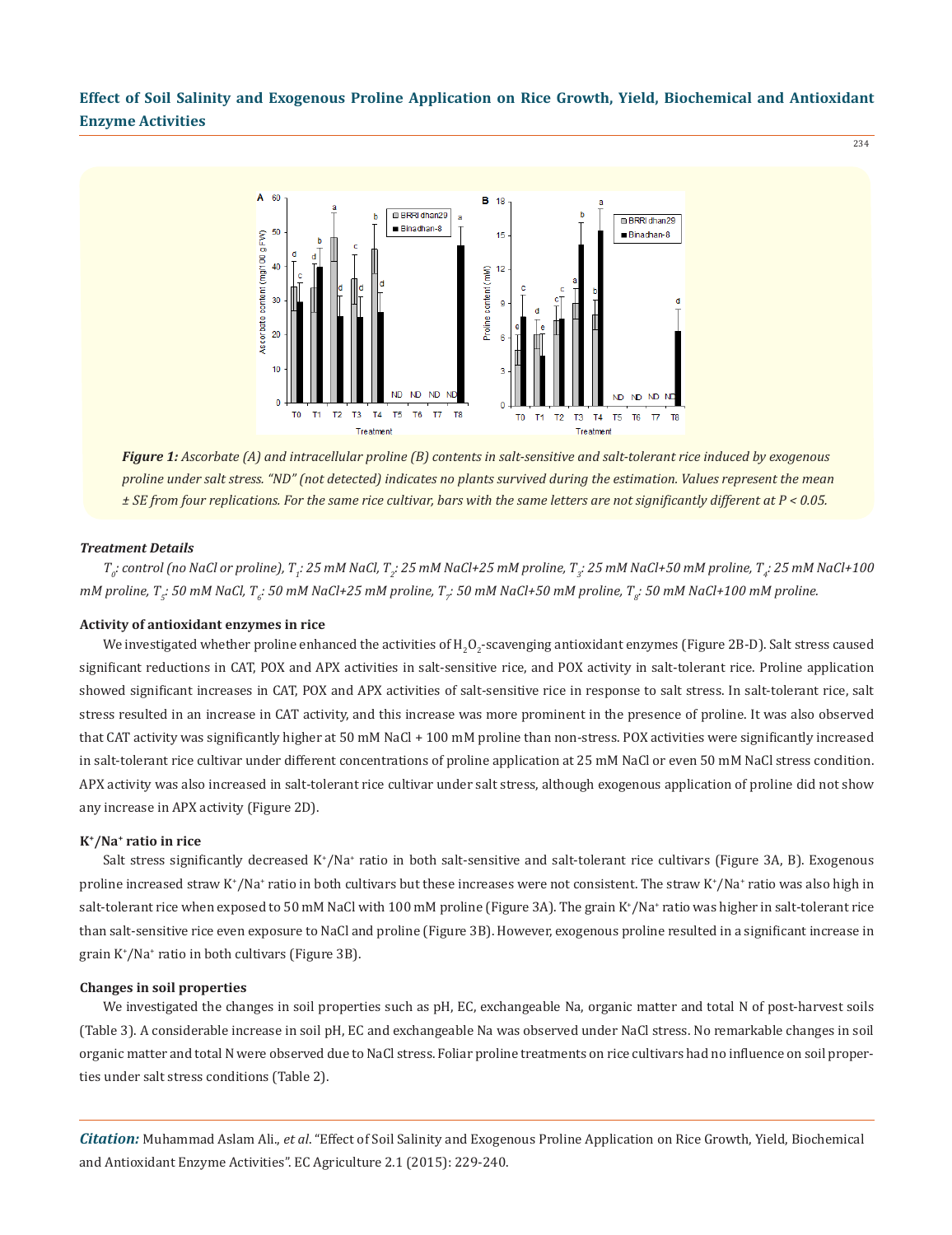*Figure 1: Ascorbate (A) and intracellular proline (B) contents in salt-sensitive and salt-tolerant rice induced by exogenous proline under salt stress. "ND" (not detected) indicates no plants survived during the estimation. Values represent the mean ± SE from four replications. For the same rice cultivar, bars with the same letters are not significantly different at P < 0.05.*

***Treatment Details***

*$T_0$: control (no NaCl or proline), $T_1$: 25 mM NaCl, $T_2$: 25 mM NaCl+25 mM proline, $T_3$: 25 mM NaCl+50 mM proline, $T_4$: 25 mM NaCl+100 mM proline, $T_5$: 50 mM NaCl, $T_6$: 50 mM NaCl+25 mM proline, $T_7$: 50 mM NaCl+50 mM proline, $T_8$: 50 mM NaCl+100 mM proline.*

**Activity of antioxidant enzymes in rice**

We investigated whether proline enhanced the activities of $H_2O_2$-scavenging antioxidant enzymes (Figure 2B-D). Salt stress caused significant reductions in CAT, POX and APX activities in salt-sensitive rice, and POX activity in salt-tolerant rice. Proline application showed significant increases in CAT, POX and APX activities of salt-sensitive rice in response to salt stress. In salt-tolerant rice, salt stress resulted in an increase in CAT activity, and this increase was more prominent in the presence of proline. It was also observed that CAT activity was significantly higher at 50 mM NaCl + 100 mM proline than non-stress. POX activities were significantly increased in salt-tolerant rice cultivar under different concentrations of proline application at 25 mM NaCl or even 50 mM NaCl stress condition. APX activity was also increased in salt-tolerant rice cultivar under salt stress, although exogenous application of proline did not show any increase in APX activity (Figure 2D).

**$K^+/Na^+$ ratio in rice**

Salt stress significantly decreased $K^+/Na^+$ ratio in both salt-sensitive and salt-tolerant rice cultivars (Figure 3A, B). Exogenous proline increased straw $K^+/Na^+$ ratio in both cultivars but these increases were not consistent. The straw $K^+/Na^+$ ratio was also high in salt-tolerant rice when exposed to 50 mM NaCl with 100 mM proline (Figure 3A). The grain $K^+/Na^+$ ratio was higher in salt-tolerant rice than salt-sensitive rice even exposure to NaCl and proline (Figure 3B). However, exogenous proline resulted in a significant increase in grain $K^+/Na^+$ ratio in both cultivars (Figure 3B).

**Changes in soil properties**

We investigated the changes in soil properties such as pH, EC, exchangeable Na, organic matter and total N of post-harvest soils (Table 3). A considerable increase in soil pH, EC and exchangeable Na was observed under NaCl stress. No remarkable changes in soil organic matter and total N were observed due to NaCl stress. Foliar proline treatments on rice cultivars had no influence on soil properties under salt stress conditions (Table 2).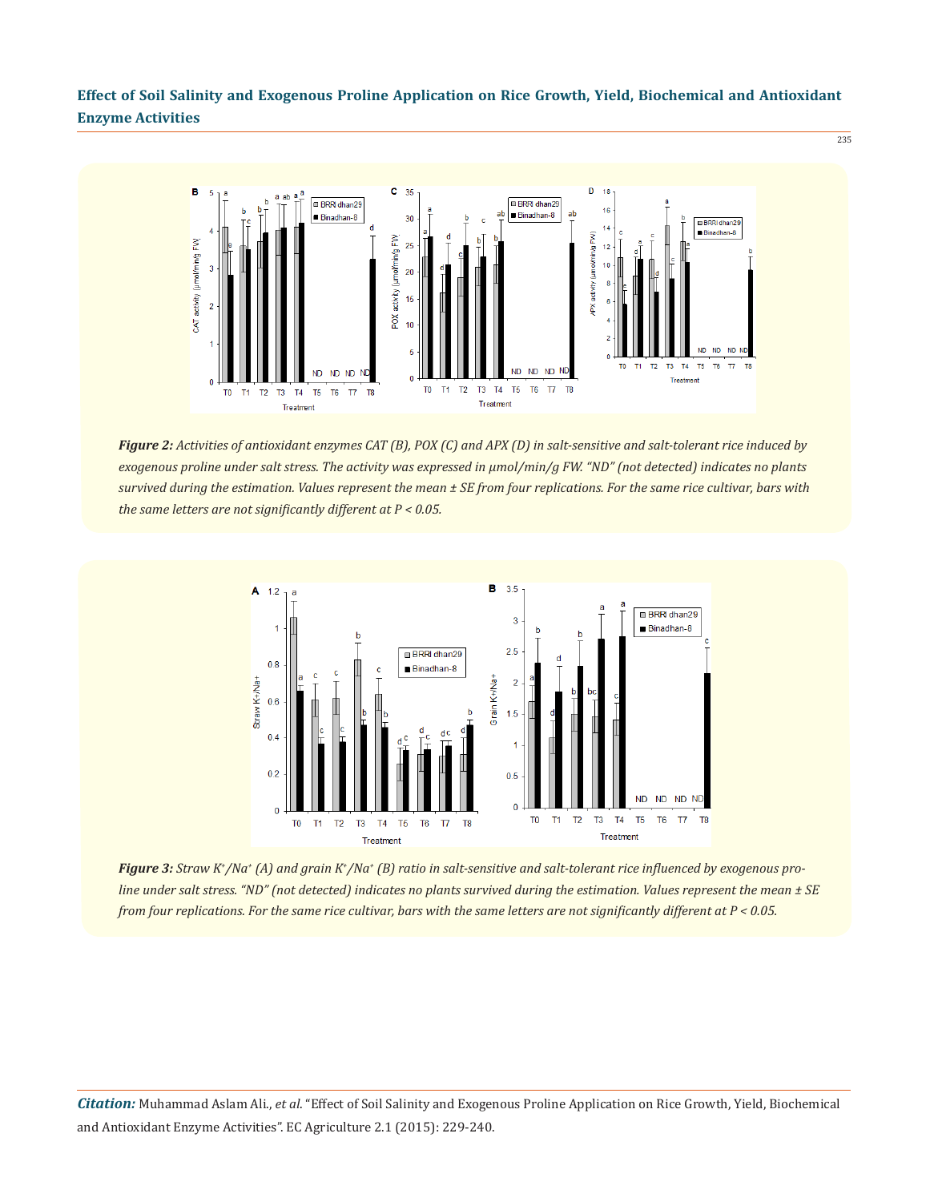*Figure 2: Activities of antioxidant enzymes CAT (B), POX (C) and APX (D) in salt-sensitive and salt-tolerant rice induced by exogenous proline under salt stress. The activity was expressed in μmol/min/g FW. "ND" (not detected) indicates no plants survived during the estimation. Values represent the mean ± SE from four replications. For the same rice cultivar, bars with the same letters are not significantly different at P < 0.05.*

*Figure 3: Straw $K^+/Na^+$ (A) and grain $K^+/Na^+$ (B) ratio in salt-sensitive and salt-tolerant rice influenced by exogenous proline under salt stress. "ND" (not detected) indicates no plants survived during the estimation. Values represent the mean ± SE from four replications. For the same rice cultivar, bars with the same letters are not significantly different at P < 0.05.*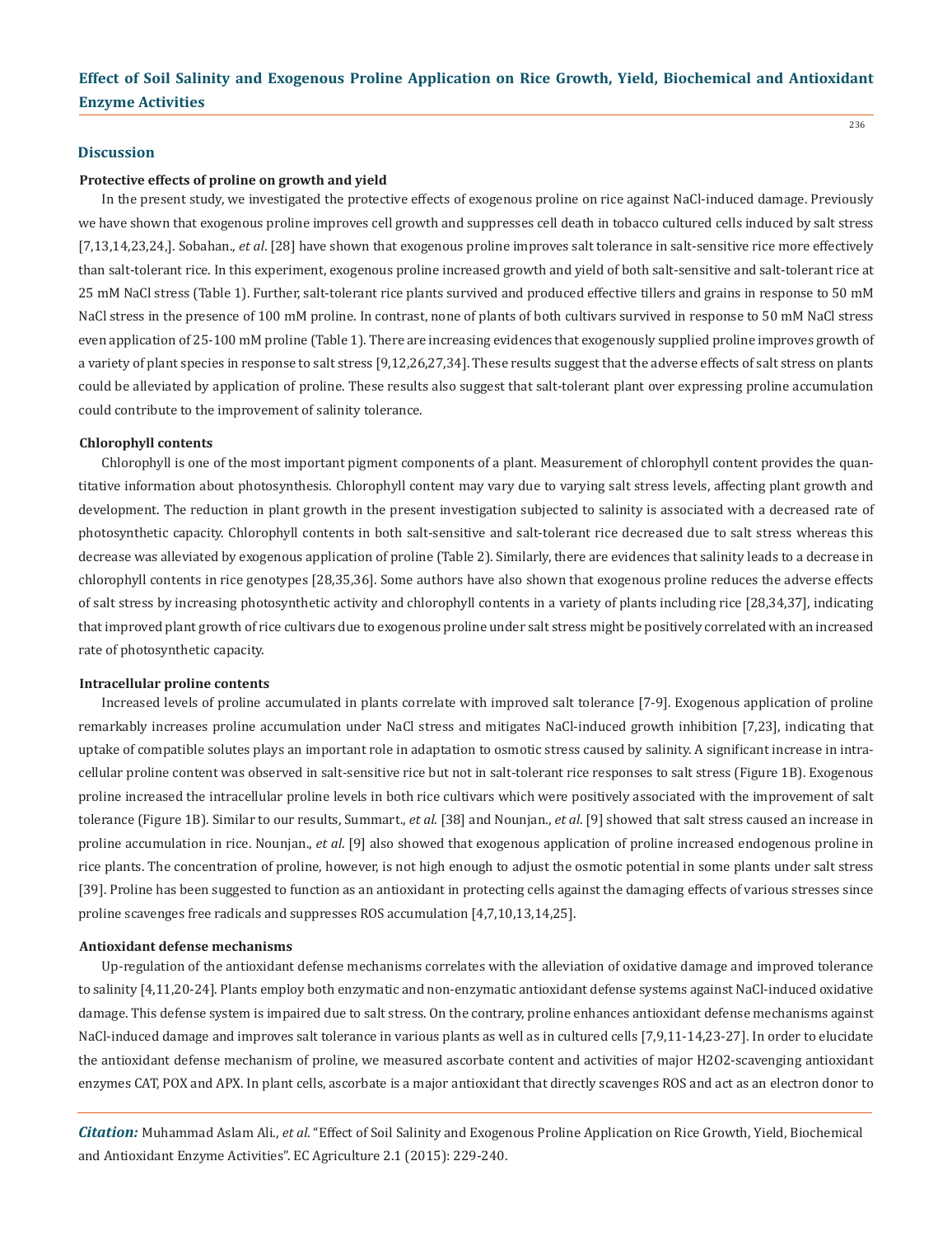## Discussion

### Protective effects of proline on growth and yield

In the present study, we investigated the protective effects of exogenous proline on rice against NaCl-induced damage. Previously we have shown that exogenous proline improves cell growth and suppresses cell death in tobacco cultured cells induced by salt stress [7,13,14,23,24,]. Sobahan., *et al*. [28] have shown that exogenous proline improves salt tolerance in salt-sensitive rice more effectively than salt-tolerant rice. In this experiment, exogenous proline increased growth and yield of both salt-sensitive and salt-tolerant rice at 25 mM NaCl stress (Table 1). Further, salt-tolerant rice plants survived and produced effective tillers and grains in response to 50 mM NaCl stress in the presence of 100 mM proline. In contrast, none of plants of both cultivars survived in response to 50 mM NaCl stress even application of 25-100 mM proline (Table 1). There are increasing evidences that exogenously supplied proline improves growth of a variety of plant species in response to salt stress [9,12,26,27,34]. These results suggest that the adverse effects of salt stress on plants could be alleviated by application of proline. These results also suggest that salt-tolerant plant over expressing proline accumulation could contribute to the improvement of salinity tolerance.

### Chlorophyll contents

Chlorophyll is one of the most important pigment components of a plant. Measurement of chlorophyll content provides the quantitative information about photosynthesis. Chlorophyll content may vary due to varying salt stress levels, affecting plant growth and development. The reduction in plant growth in the present investigation subjected to salinity is associated with a decreased rate of photosynthetic capacity. Chlorophyll contents in both salt-sensitive and salt-tolerant rice decreased due to salt stress whereas this decrease was alleviated by exogenous application of proline (Table 2). Similarly, there are evidences that salinity leads to a decrease in chlorophyll contents in rice genotypes [28,35,36]. Some authors have also shown that exogenous proline reduces the adverse effects of salt stress by increasing photosynthetic activity and chlorophyll contents in a variety of plants including rice [28,34,37], indicating that improved plant growth of rice cultivars due to exogenous proline under salt stress might be positively correlated with an increased rate of photosynthetic capacity.

### Intracellular proline contents

Increased levels of proline accumulated in plants correlate with improved salt tolerance [7-9]. Exogenous application of proline remarkably increases proline accumulation under NaCl stress and mitigates NaCl-induced growth inhibition [7,23], indicating that uptake of compatible solutes plays an important role in adaptation to osmotic stress caused by salinity. A significant increase in intracellular proline content was observed in salt-sensitive rice but not in salt-tolerant rice responses to salt stress (Figure 1B). Exogenous proline increased the intracellular proline levels in both rice cultivars which were positively associated with the improvement of salt tolerance (Figure 1B). Similar to our results, Summart., *et al*. [38] and Nounjan., *et al*. [9] showed that salt stress caused an increase in proline accumulation in rice. Nounjan., *et al*. [9] also showed that exogenous application of proline increased endogenous proline in rice plants. The concentration of proline, however, is not high enough to adjust the osmotic potential in some plants under salt stress [39]. Proline has been suggested to function as an antioxidant in protecting cells against the damaging effects of various stresses since proline scavenges free radicals and suppresses ROS accumulation [4,7,10,13,14,25].

### Antioxidant defense mechanisms

Up-regulation of the antioxidant defense mechanisms correlates with the alleviation of oxidative damage and improved tolerance to salinity [4,11,20-24]. Plants employ both enzymatic and non-enzymatic antioxidant defense systems against NaCl-induced oxidative damage. This defense system is impaired due to salt stress. On the contrary, proline enhances antioxidant defense mechanisms against NaCl-induced damage and improves salt tolerance in various plants as well as in cultured cells [7,9,11-14,23-27]. In order to elucidate the antioxidant defense mechanism of proline, we measured ascorbate content and activities of major $H_2O_2$-scavenging antioxidant enzymes CAT, POX and APX. In plant cells, ascorbate is a major antioxidant that directly scavenges ROS and act as an electron donor to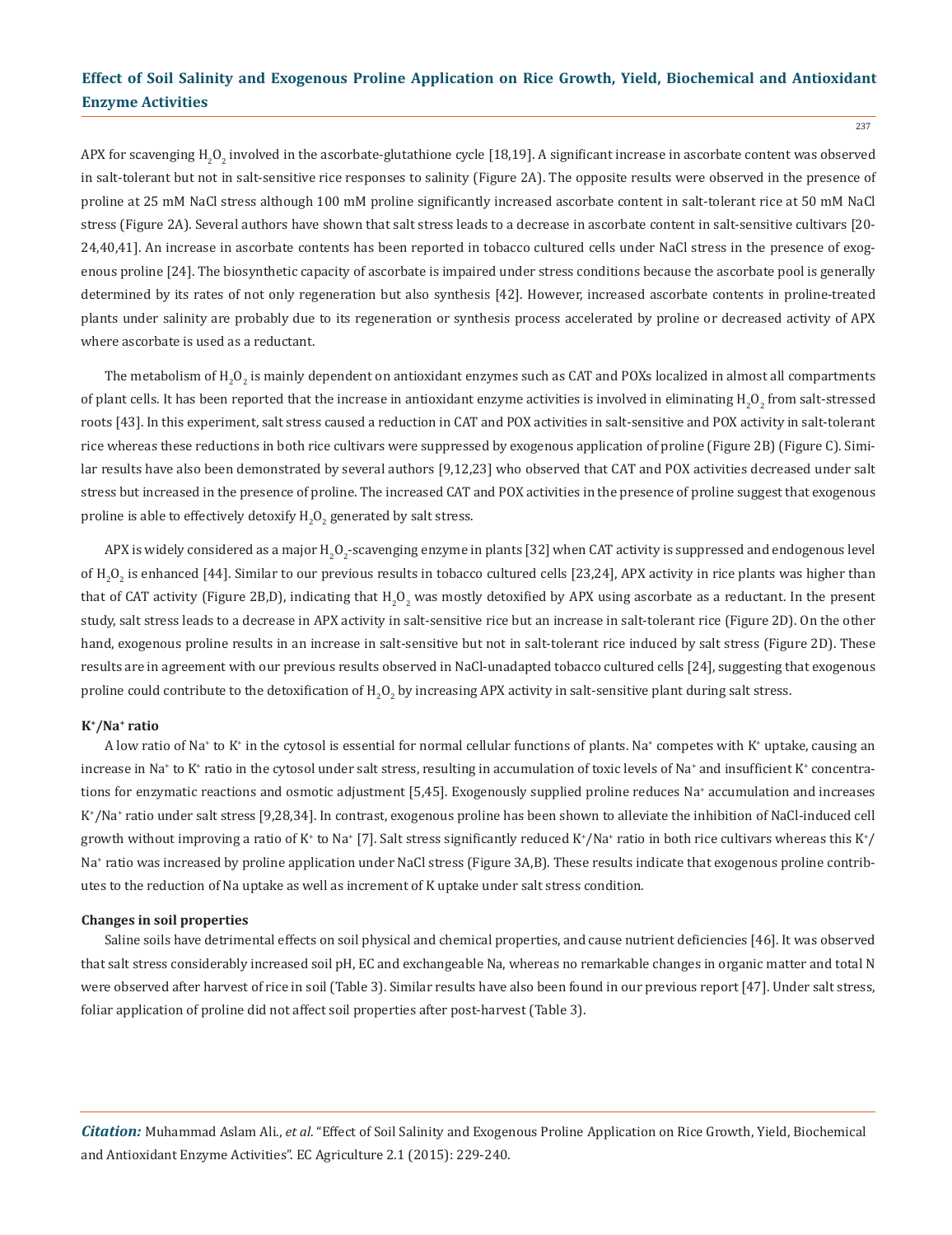APX for scavenging $H_2O_2$ involved in the ascorbate-glutathione cycle [18,19]. A significant increase in ascorbate content was observed in salt-tolerant but not in salt-sensitive rice responses to salinity (Figure 2A). The opposite results were observed in the presence of proline at 25 mM NaCl stress although 100 mM proline significantly increased ascorbate content in salt-tolerant rice at 50 mM NaCl stress (Figure 2A). Several authors have shown that salt stress leads to a decrease in ascorbate content in salt-sensitive cultivars [20-24,40,41]. An increase in ascorbate contents has been reported in tobacco cultured cells under NaCl stress in the presence of exogenous proline [24]. The biosynthetic capacity of ascorbate is impaired under stress conditions because the ascorbate pool is generally determined by its rates of not only regeneration but also synthesis [42]. However, increased ascorbate contents in proline-treated plants under salinity are probably due to its regeneration or synthesis process accelerated by proline or decreased activity of APX where ascorbate is used as a reductant.

The metabolism of $H_2O_2$ is mainly dependent on antioxidant enzymes such as CAT and POXs localized in almost all compartments of plant cells. It has been reported that the increase in antioxidant enzyme activities is involved in eliminating $H_2O_2$ from salt-stressed roots [43]. In this experiment, salt stress caused a reduction in CAT and POX activities in salt-sensitive and POX activity in salt-tolerant rice whereas these reductions in both rice cultivars were suppressed by exogenous application of proline (Figure 2B) (Figure C). Similar results have also been demonstrated by several authors [9,12,23] who observed that CAT and POX activities decreased under salt stress but increased in the presence of proline. The increased CAT and POX activities in the presence of proline suggest that exogenous proline is able to effectively detoxify $H_2O_2$ generated by salt stress.

APX is widely considered as a major $H_2O_2$-scavenging enzyme in plants [32] when CAT activity is suppressed and endogenous level of $H_2O_2$ is enhanced [44]. Similar to our previous results in tobacco cultured cells [23,24], APX activity in rice plants was higher than that of CAT activity (Figure 2B,D), indicating that $H_2O_2$ was mostly detoxified by APX using ascorbate as a reductant. In the present study, salt stress leads to a decrease in APX activity in salt-sensitive rice but an increase in salt-tolerant rice (Figure 2D). On the other hand, exogenous proline results in an increase in salt-sensitive but not in salt-tolerant rice induced by salt stress (Figure 2D). These results are in agreement with our previous results observed in NaCl-unadapted tobacco cultured cells [24], suggesting that exogenous proline could contribute to the detoxification of $H_2O_2$ by increasing APX activity in salt-sensitive plant during salt stress.

**$K^+/Na^+$ ratio**

A low ratio of $Na^+$ to $K^+$ in the cytosol is essential for normal cellular functions of plants. $Na^+$ competes with $K^+$ uptake, causing an increase in $Na^+$ to $K^+$ ratio in the cytosol under salt stress, resulting in accumulation of toxic levels of $Na^+$ and insufficient $K^+$ concentrations for enzymatic reactions and osmotic adjustment [5,45]. Exogenously supplied proline reduces $Na^+$ accumulation and increases $K^+/Na^+$ ratio under salt stress [9,28,34]. In contrast, exogenous proline has been shown to alleviate the inhibition of NaCl-induced cell growth without improving a ratio of $K^+$ to $Na^+$ [7]. Salt stress significantly reduced $K^+/Na^+$ ratio in both rice cultivars whereas this $K^+/Na^+$ ratio was increased by proline application under NaCl stress (Figure 3A,B). These results indicate that exogenous proline contributes to the reduction of Na uptake as well as increment of K uptake under salt stress condition.

**Changes in soil properties**

Saline soils have detrimental effects on soil physical and chemical properties, and cause nutrient deficiencies [46]. It was observed that salt stress considerably increased soil pH, EC and exchangeable Na, whereas no remarkable changes in organic matter and total N were observed after harvest of rice in soil (Table 3). Similar results have also been found in our previous report [47]. Under salt stress, foliar application of proline did not affect soil properties after post-harvest (Table 3).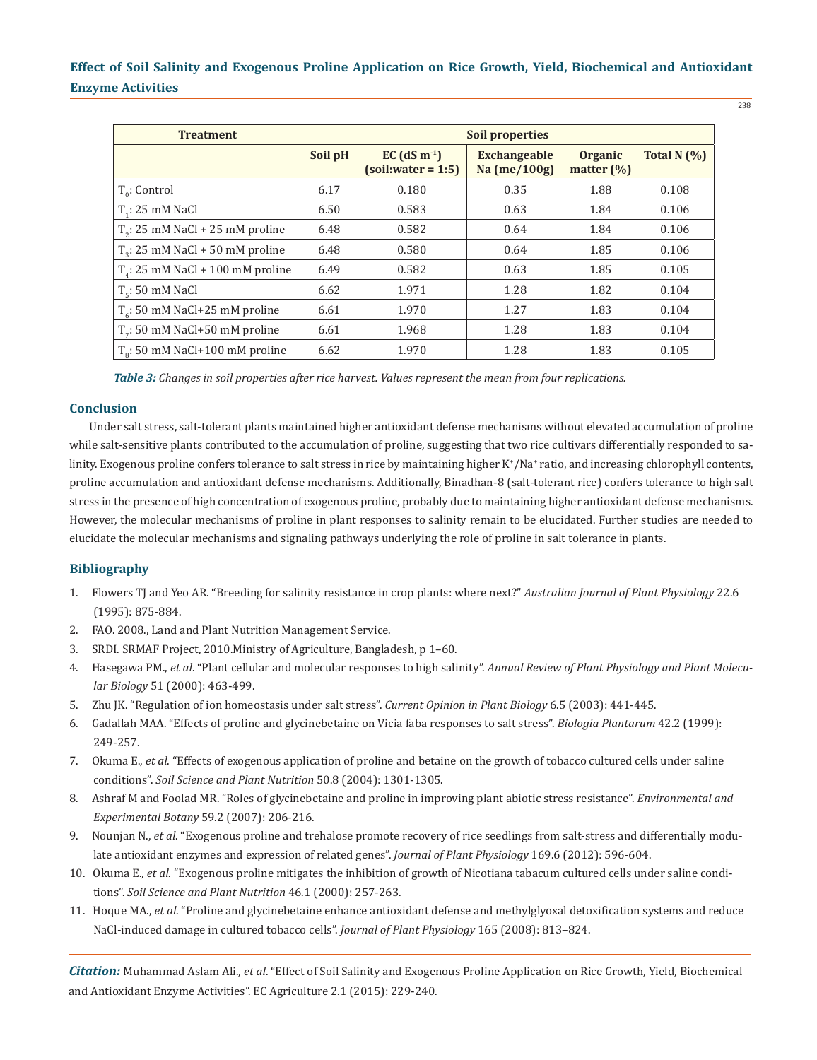| Treatment | Soil properties | | | | |
|---|---|---|---|---|---|
| | Soil pH | EC ($dS\ m^{-1}$) (soil:water = 1:5) | Exchangeable Na (me/100g) | Organic matter (%) | Total N (%) |
| $T_0$: Control | 6.17 | 0.180 | 0.35 | 1.88 | 0.108 |
| $T_1$: 25 mM NaCl | 6.50 | 0.583 | 0.63 | 1.84 | 0.106 |
| $T_2$: 25 mM NaCl + 25 mM proline | 6.48 | 0.582 | 0.64 | 1.84 | 0.106 |
| $T_3$: 25 mM NaCl + 50 mM proline | 6.48 | 0.580 | 0.64 | 1.85 | 0.106 |
| $T_4$: 25 mM NaCl + 100 mM proline | 6.49 | 0.582 | 0.63 | 1.85 | 0.105 |
| $T_5$: 50 mM NaCl | 6.62 | 1.971 | 1.28 | 1.82 | 0.104 |
| $T_6$: 50 mM NaCl+25 mM proline | 6.61 | 1.970 | 1.27 | 1.83 | 0.104 |
| $T_7$: 50 mM NaCl+50 mM proline | 6.61 | 1.968 | 1.28 | 1.83 | 0.104 |
| $T_8$: 50 mM NaCl+100 mM proline | 6.62 | 1.970 | 1.28 | 1.83 | 0.105 |

***Table 3:*** *Changes in soil properties after rice harvest. Values represent the mean from four replications.*

## Conclusion

Under salt stress, salt-tolerant plants maintained higher antioxidant defense mechanisms without elevated accumulation of proline while salt-sensitive plants contributed to the accumulation of proline, suggesting that two rice cultivars differentially responded to salinity. Exogenous proline confers tolerance to salt stress in rice by maintaining higher $K^+/Na^+$ ratio, and increasing chlorophyll contents, proline accumulation and antioxidant defense mechanisms. Additionally, Binadhan-8 (salt-tolerant rice) confers tolerance to high salt stress in the presence of high concentration of exogenous proline, probably due to maintaining higher antioxidant defense mechanisms. However, the molecular mechanisms of proline in plant responses to salinity remain to be elucidated. Further studies are needed to elucidate the molecular mechanisms and signaling pathways underlying the role of proline in salt tolerance in plants.

## Bibliography

1. Flowers TJ and Yeo AR. "Breeding for salinity resistance in crop plants: where next?" *Australian Journal of Plant Physiology* 22.6 (1995): 875-884.
2. FAO. 2008., Land and Plant Nutrition Management Service.
3. SRDI. SRMAF Project, 2010.Ministry of Agriculture, Bangladesh, p 1–60.
4. Hasegawa PM., *et al*. "Plant cellular and molecular responses to high salinity". *Annual Review of Plant Physiology and Plant Molecular Biology* 51 (2000): 463-499.
5. Zhu JK. "Regulation of ion homeostasis under salt stress". *Current Opinion in Plant Biology* 6.5 (2003): 441-445.
6. Gadallah MAA. "Effects of proline and glycinebetaine on Vicia faba responses to salt stress". *Biologia Plantarum* 42.2 (1999): 249-257.
7. Okuma E., *et al*. "Effects of exogenous application of proline and betaine on the growth of tobacco cultured cells under saline conditions". *Soil Science and Plant Nutrition* 50.8 (2004): 1301-1305.
8. Ashraf M and Foolad MR. "Roles of glycinebetaine and proline in improving plant abiotic stress resistance". *Environmental and Experimental Botany* 59.2 (2007): 206-216.
9. Nounjan N., *et al*. "Exogenous proline and trehalose promote recovery of rice seedlings from salt-stress and differentially modulate antioxidant enzymes and expression of related genes". *Journal of Plant Physiology* 169.6 (2012): 596-604.
10. Okuma E., *et al*. "Exogenous proline mitigates the inhibition of growth of Nicotiana tabacum cultured cells under saline conditions". *Soil Science and Plant Nutrition* 46.1 (2000): 257-263.
11. Hoque MA., *et al*. "Proline and glycinebetaine enhance antioxidant defense and methylglyoxal detoxification systems and reduce NaCl-induced damage in cultured tobacco cells". *Journal of Plant Physiology* 165 (2008): 813–824.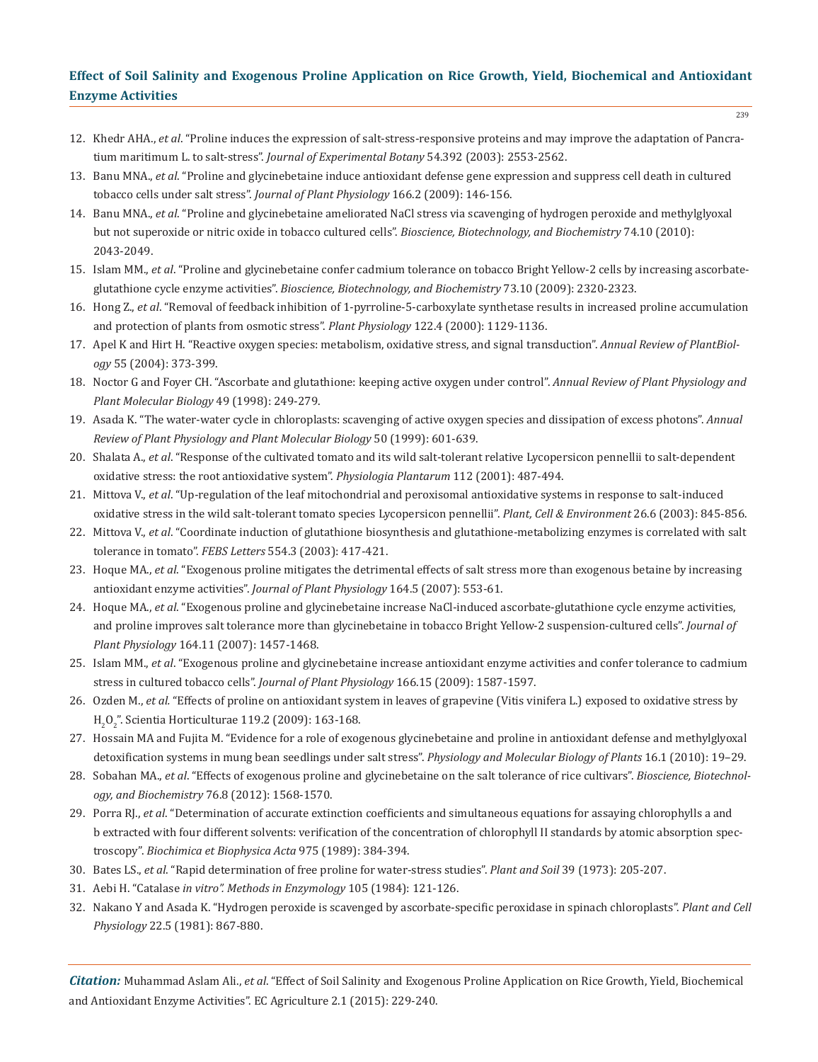12. Khedr AHA., *et al*. "Proline induces the expression of salt-stress-responsive proteins and may improve the adaptation of Pancratium maritimum L. to salt-stress". *Journal of Experimental Botany* 54.392 (2003): 2553-2562.
13. Banu MNA., *et al*. "Proline and glycinebetaine induce antioxidant defense gene expression and suppress cell death in cultured tobacco cells under salt stress". *Journal of Plant Physiology* 166.2 (2009): 146-156.
14. Banu MNA., *et al*. "Proline and glycinebetaine ameliorated NaCl stress via scavenging of hydrogen peroxide and methylglyoxal but not superoxide or nitric oxide in tobacco cultured cells". *Bioscience, Biotechnology, and Biochemistry* 74.10 (2010): 2043-2049.
15. Islam MM., *et al*. "Proline and glycinebetaine confer cadmium tolerance on tobacco Bright Yellow-2 cells by increasing ascorbate-glutathione cycle enzyme activities". *Bioscience, Biotechnology, and Biochemistry* 73.10 (2009): 2320-2323.
16. Hong Z., *et al*. "Removal of feedback inhibition of 1-pyrroline-5-carboxylate synthetase results in increased proline accumulation and protection of plants from osmotic stress". *Plant Physiology* 122.4 (2000): 1129-1136.
17. Apel K and Hirt H. "Reactive oxygen species: metabolism, oxidative stress, and signal transduction". *Annual Review of PlantBiology* 55 (2004): 373-399.
18. Noctor G and Foyer CH. "Ascorbate and glutathione: keeping active oxygen under control". *Annual Review of Plant Physiology and Plant Molecular Biology* 49 (1998): 249-279.
19. Asada K. "The water-water cycle in chloroplasts: scavenging of active oxygen species and dissipation of excess photons". *Annual Review of Plant Physiology and Plant Molecular Biology* 50 (1999): 601-639.
20. Shalata A., *et al*. "Response of the cultivated tomato and its wild salt-tolerant relative Lycopersicon pennellii to salt-dependent oxidative stress: the root antioxidative system". *Physiologia Plantarum* 112 (2001): 487-494.
21. Mittova V., *et al*. "Up-regulation of the leaf mitochondrial and peroxisomal antioxidative systems in response to salt-induced oxidative stress in the wild salt-tolerant tomato species Lycopersicon pennellii". *Plant, Cell & Environment* 26.6 (2003): 845-856.
22. Mittova V., *et al*. "Coordinate induction of glutathione biosynthesis and glutathione-metabolizing enzymes is correlated with salt tolerance in tomato". *FEBS Letters* 554.3 (2003): 417-421.
23. Hoque MA., *et al*. "Exogenous proline mitigates the detrimental effects of salt stress more than exogenous betaine by increasing antioxidant enzyme activities". *Journal of Plant Physiology* 164.5 (2007): 553-61.
24. Hoque MA., *et al*. "Exogenous proline and glycinebetaine increase NaCl-induced ascorbate-glutathione cycle enzyme activities, and proline improves salt tolerance more than glycinebetaine in tobacco Bright Yellow-2 suspension-cultured cells". *Journal of Plant Physiology* 164.11 (2007): 1457-1468.
25. Islam MM., *et al*. "Exogenous proline and glycinebetaine increase antioxidant enzyme activities and confer tolerance to cadmium stress in cultured tobacco cells". *Journal of Plant Physiology* 166.15 (2009): 1587-1597.
26. Ozden M., *et al.* "Effects of proline on antioxidant system in leaves of grapevine (Vitis vinifera L.) exposed to oxidative stress by $H_2O_2$". Scientia Horticulturae 119.2 (2009): 163-168.
27. Hossain MA and Fujita M. "Evidence for a role of exogenous glycinebetaine and proline in antioxidant defense and methylglyoxal detoxification systems in mung bean seedlings under salt stress". *Physiology and Molecular Biology of Plants* 16.1 (2010): 19–29.
28. Sobahan MA., *et al*. "Effects of exogenous proline and glycinebetaine on the salt tolerance of rice cultivars". *Bioscience, Biotechnology, and Biochemistry* 76.8 (2012): 1568-1570.
29. Porra RJ., *et al*. "Determination of accurate extinction coefficients and simultaneous equations for assaying chlorophylls a and b extracted with four different solvents: verification of the concentration of chlorophyll II standards by atomic absorption spectroscopy". *Biochimica et Biophysica Acta* 975 (1989): 384-394.
30. Bates LS., *et al*. "Rapid determination of free proline for water-stress studies". *Plant and Soil* 39 (1973): 205-207.
31. Aebi H. "Catalase *in vitro". Methods in Enzymology* 105 (1984): 121-126.
32. Nakano Y and Asada K. "Hydrogen peroxide is scavenged by ascorbate-specific peroxidase in spinach chloroplasts". *Plant and Cell Physiology* 22.5 (1981): 867-880.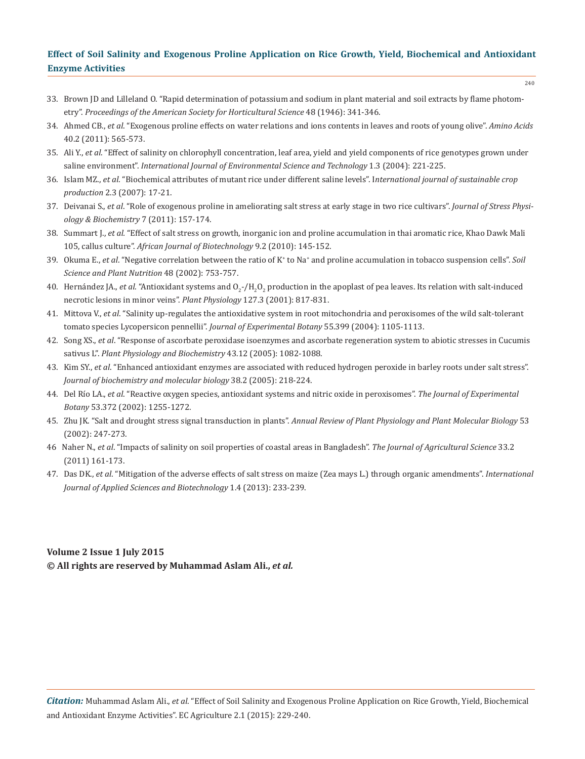33. Brown JD and Lilleland O. "Rapid determination of potassium and sodium in plant material and soil extracts by flame photometry". *Proceedings of the American Society for Horticultural Science* 48 (1946): 341-346.
34. Ahmed CB., *et al*. "Exogenous proline effects on water relations and ions contents in leaves and roots of young olive". *Amino Acids* 40.2 (2011): 565-573.
35. Ali Y., *et al*. "Effect of salinity on chlorophyll concentration, leaf area, yield and yield components of rice genotypes grown under saline environment". *International Journal of Environmental Science and Technology* 1.3 (2004): 221-225.
36. Islam MZ., *et al*. "Biochemical attributes of mutant rice under different saline levels". I*nternational journal of sustainable crop production* 2.3 (2007): 17-21.
37. Deivanai S., *et al*. "Role of exogenous proline in ameliorating salt stress at early stage in two rice cultivars". *Journal of Stress Physiology & Biochemistry* 7 (2011): 157-174.
38. Summart J., *et al.* "Effect of salt stress on growth, inorganic ion and proline accumulation in thai aromatic rice, Khao Dawk Mali 105, callus culture". *African Journal of Biotechnology* 9.2 (2010): 145-152.
39. Okuma E., *et al*. "Negative correlation between the ratio of $K^+$ to $Na^+$ and proline accumulation in tobacco suspension cells". *Soil Science and Plant Nutrition* 48 (2002): 753-757.
40. Hernández JA., *et al.* "Antioxidant systems and $O_2$-/$H_2O_2$ production in the apoplast of pea leaves. Its relation with salt-induced necrotic lesions in minor veins". *Plant Physiology* 127.3 (2001): 817-831.
41. Mittova V., *et al*. "Salinity up-regulates the antioxidative system in root mitochondria and peroxisomes of the wild salt-tolerant tomato species Lycopersicon pennellii". *Journal of Experimental Botany* 55.399 (2004): 1105-1113.
42. Song XS., *et al*. "Response of ascorbate peroxidase isoenzymes and ascorbate regeneration system to abiotic stresses in Cucumis sativus L". *Plant Physiology and Biochemistry* 43.12 (2005): 1082-1088.
43. Kim SY., *et al*. "Enhanced antioxidant enzymes are associated with reduced hydrogen peroxide in barley roots under salt stress". *Journal of biochemistry and molecular biology* 38.2 (2005): 218-224.
44. Del Río LA., *et al*. "Reactive oxygen species, antioxidant systems and nitric oxide in peroxisomes". *The Journal of Experimental Botany* 53.372 (2002): 1255-1272.
45. Zhu JK. "Salt and drought stress signal transduction in plants". *Annual Review of Plant Physiology and Plant Molecular Biology* 53 (2002): 247-273.
46. Naher N., *et al*. "Impacts of salinity on soil properties of coastal areas in Bangladesh". *The Journal of Agricultural Science* 33.2 (2011) 161-173.
47. Das DK., *et al*. "Mitigation of the adverse effects of salt stress on maize (Zea mays L.) through organic amendments". *International Journal of Applied Sciences and Biotechnology* 1.4 (2013): 233-239.

**Volume 2 Issue 1 July 2015**
**© All rights are reserved by Muhammad Aslam Ali., *et al.***